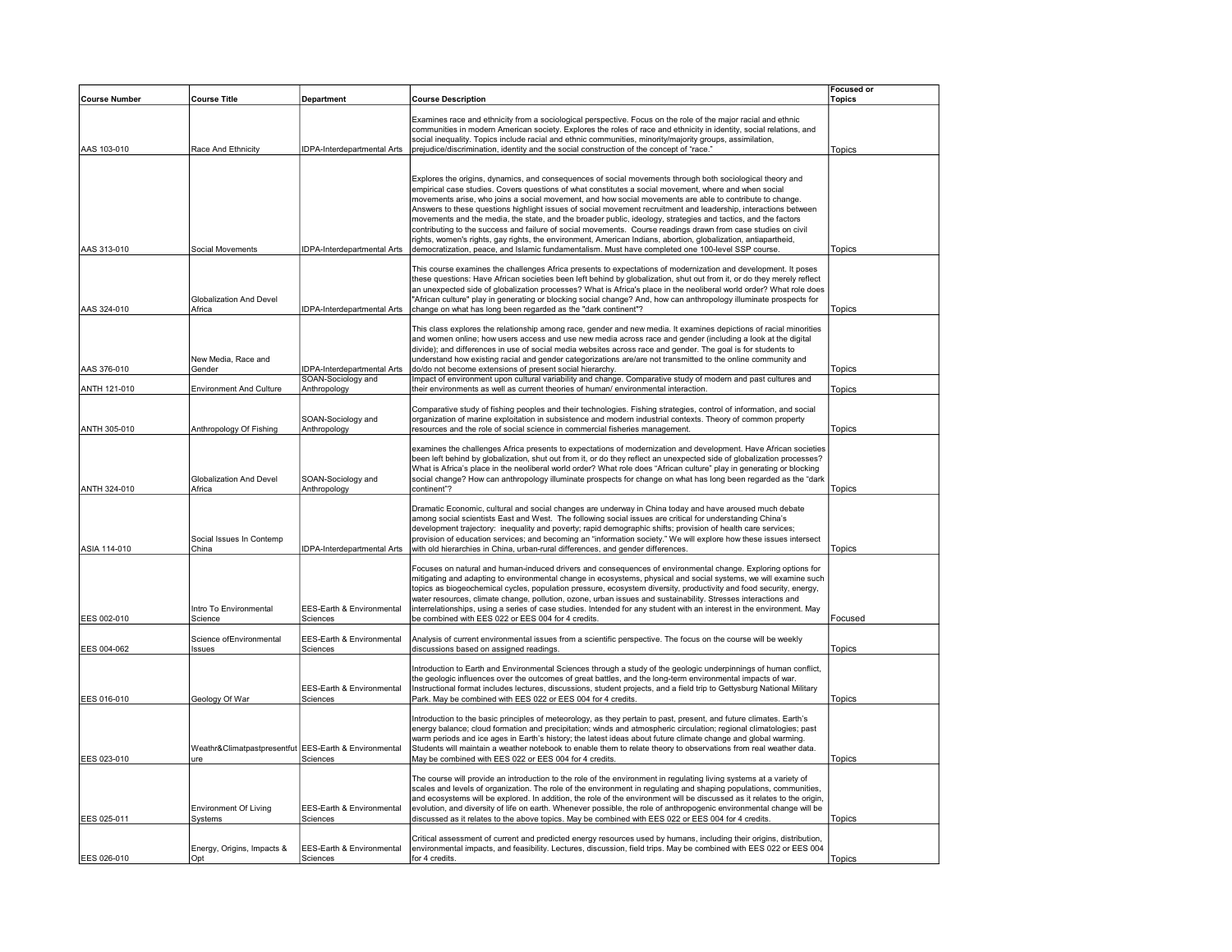| Course Number | Course Title | Department | Course Description | Focused or Topics |
|---|---|---|---|---|
| AAS 103-010 | Race And Ethnicity | IDPA-Interdepartmental Arts | Examines race and ethnicity from a sociological perspective. Focus on the role of the major racial and ethnic communities in modern American society. Explores the roles of race and ethnicity in identity, social relations, and social inequality. Topics include racial and ethnic communities, minority/majority groups, assimilation, prejudice/discrimination, identity and the social construction of the concept of "race." | Topics |
| AAS 313-010 | Social Movements | IDPA-Interdepartmental Arts | Explores the origins, dynamics, and consequences of social movements through both sociological theory and empirical case studies. Covers questions of what constitutes a social movement, where and when social movements arise, who joins a social movement, and how social movements are able to contribute to change. Answers to these questions highlight issues of social movement recruitment and leadership, interactions between movements and the media, the state, and the broader public, ideology, strategies and tactics, and the factors contributing to the success and failure of social movements. Course readings drawn from case studies on civil rights, women's rights, gay rights, the environment, American Indians, abortion, globalization, antiapartheid, democratization, peace, and Islamic fundamentalism. Must have completed one 100-level SSP course. | Topics |
| AAS 324-010 | Globalization And Devel Africa | IDPA-Interdepartmental Arts | This course examines the challenges Africa presents to expectations of modernization and development. It poses these questions: Have African societies been left behind by globalization, shut out from it, or do they merely reflect an unexpected side of globalization processes? What is Africa's place in the neoliberal world order? What role does "African culture" play in generating or blocking social change? And, how can anthropology illuminate prospects for change on what has long been regarded as the "dark continent"? | Topics |
| AAS 376-010 | New Media, Race and Gender | IDPA-Interdepartmental Arts | This class explores the relationship among race, gender and new media. It examines depictions of racial minorities and women online; how users access and use new media across race and gender (including a look at the digital divide); and differences in use of social media websites across race and gender. The goal is for students to understand how existing racial and gender categorizations are/are not transmitted to the online community and do/do not become extensions of present social hierarchy. | Topics |
| ANTH 121-010 | Environment And Culture | SOAN-Sociology and Anthropology | Impact of environment upon cultural variability and change. Comparative study of modern and past cultures and their environments as well as current theories of human/ environmental interaction. | Topics |
| ANTH 305-010 | Anthropology Of Fishing | SOAN-Sociology and Anthropology | Comparative study of fishing peoples and their technologies. Fishing strategies, control of information, and social organization of marine exploitation in subsistence and modern industrial contexts. Theory of common property resources and the role of social science in commercial fisheries management. | Topics |
| ANTH 324-010 | Globalization And Devel Africa | SOAN-Sociology and Anthropology | examines the challenges Africa presents to expectations of modernization and development. Have African societies been left behind by globalization, shut out from it, or do they reflect an unexpected side of globalization processes? What is Africa's place in the neoliberal world order? What role does "African culture" play in generating or blocking social change? How can anthropology illuminate prospects for change on what has long been regarded as the "dark continent"? | Topics |
| ASIA 114-010 | Social Issues In Contemp China | IDPA-Interdepartmental Arts | Dramatic Economic, cultural and social changes are underway in China today and have aroused much debate among social scientists East and West. The following social issues are critical for understanding China's development trajectory: inequality and poverty; rapid demographic shifts; provision of health care services; provision of education services; and becoming an "information society." We will explore how these issues intersect with old hierarchies in China, urban-rural differences, and gender differences. | Topics |
| EES 002-010 | Intro To Environmental Science | EES-Earth & Environmental Sciences | Focuses on natural and human-induced drivers and consequences of environmental change. Exploring options for mitigating and adapting to environmental change in ecosystems, physical and social systems, we will examine such topics as biogeochemical cycles, population pressure, ecosystem diversity, productivity and food security, energy, water resources, climate change, pollution, ozone, urban issues and sustainability. Stresses interactions and interrelationships, using a series of case studies. Intended for any student with an interest in the environment. May be combined with EES 022 or EES 004 for 4 credits. | Focused |
| EES 004-062 | Science ofEnvironmental Issues | EES-Earth & Environmental Sciences | Analysis of current environmental issues from a scientific perspective. The focus on the course will be weekly discussions based on assigned readings. | Topics |
| EES 016-010 | Geology Of War | EES-Earth & Environmental Sciences | Introduction to Earth and Environmental Sciences through a study of the geologic underpinnings of human conflict, the geologic influences over the outcomes of great battles, and the long-term environmental impacts of war. Instructional format includes lectures, discussions, student projects, and a field trip to Gettysburg National Military Park. May be combined with EES 022 or EES 004 for 4 credits. | Topics |
| EES 023-010 | Weathr&Climatpastpresentfut ure | EES-Earth & Environmental Sciences | Introduction to the basic principles of meteorology, as they pertain to past, present, and future climates. Earth's energy balance; cloud formation and precipitation; winds and atmospheric circulation; regional climatologies; past warm periods and ice ages in Earth's history; the latest ideas about future climate change and global warming. Students will maintain a weather notebook to enable them to relate theory to observations from real weather data. May be combined with EES 022 or EES 004 for 4 credits. | Topics |
| EES 025-011 | Environment Of Living Systems | EES-Earth & Environmental Sciences | The course will provide an introduction to the role of the environment in regulating living systems at a variety of scales and levels of organization. The role of the environment in regulating and shaping populations, communities, and ecosystems will be explored. In addition, the role of the environment will be discussed as it relates to the origin, evolution, and diversity of life on earth. Whenever possible, the role of anthropogenic environmental change will be discussed as it relates to the above topics. May be combined with EES 022 or EES 004 for 4 credits. | Topics |
| EES 026-010 | Energy, Origins, Impacts & Opt | EES-Earth & Environmental Sciences | Critical assessment of current and predicted energy resources used by humans, including their origins, distribution, environmental impacts, and feasibility. Lectures, discussion, field trips. May be combined with EES 022 or EES 004 for 4 credits. | Topics |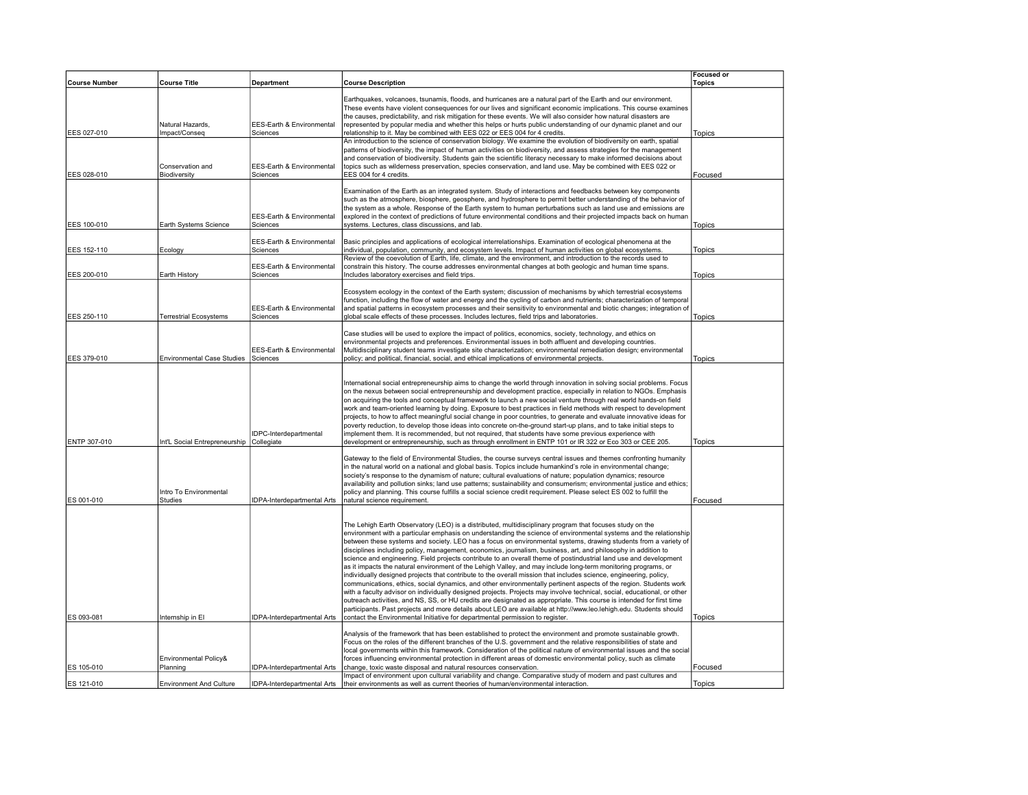| Course Number | Course Title | Department | Course Description | Focused or Topics |
|---|---|---|---|---|
| EES 027-010 | Natural Hazards, Impact/Conseq | EES-Earth & Environmental Sciences | Earthquakes, volcanoes, tsunamis, floods, and hurricanes are a natural part of the Earth and our environment. These events have violent consequences for our lives and significant economic implications. This course examines the causes, predictability, and risk mitigation for these events. We will also consider how natural disasters are represented by popular media and whether this helps or hurts public understanding of our dynamic planet and our relationship to it. May be combined with EES 022 or EES 004 for 4 credits. | Topics |
| EES 028-010 | Conservation and Biodiversity | EES-Earth & Environmental Sciences | An introduction to the science of conservation biology. We examine the evolution of biodiversity on earth, spatial patterns of biodiversity, the impact of human activities on biodiversity, and assess strategies for the management and conservation of biodiversity. Students gain the scientific literacy necessary to make informed decisions about topics such as wilderness preservation, species conservation, and land use. May be combined with EES 022 or EES 004 for 4 credits. | Focused |
| EES 100-010 | Earth Systems Science | EES-Earth & Environmental Sciences | Examination of the Earth as an integrated system. Study of interactions and feedbacks between key components such as the atmosphere, biosphere, geosphere, and hydrosphere to permit better understanding of the behavior of the system as a whole. Response of the Earth system to human perturbations such as land use and emissions are explored in the context of predictions of future environmental conditions and their projected impacts back on human systems. Lectures, class discussions, and lab. | Topics |
| EES 152-110 | Ecology | EES-Earth & Environmental Sciences | Basic principles and applications of ecological interrelationships. Examination of ecological phenomena at the individual, population, community, and ecosystem levels. Impact of human activities on global ecosystems. | Topics |
| EES 200-010 | Earth History | EES-Earth & Environmental Sciences | Review of the coevolution of Earth, life, climate, and the environment, and introduction to the records used to constrain this history. The course addresses environmental changes at both geologic and human time spans. Includes laboratory exercises and field trips. | Topics |
| EES 250-110 | Terrestrial Ecosystems | EES-Earth & Environmental Sciences | Ecosystem ecology in the context of the Earth system; discussion of mechanisms by which terrestrial ecosystems function, including the flow of water and energy and the cycling of carbon and nutrients; characterization of temporal and spatial patterns in ecosystem processes and their sensitivity to environmental and biotic changes; integration of global scale effects of these processes. Includes lectures, field trips and laboratories. | Topics |
| EES 379-010 | Environmental Case Studies | EES-Earth & Environmental Sciences | Case studies will be used to explore the impact of politics, economics, society, technology, and ethics on environmental projects and preferences. Environmental issues in both affluent and developing countries. Multidisciplinary student teams investigate site characterization; environmental remediation design; environmental policy; and political, financial, social, and ethical implications of environmental projects. | Topics |
| ENTP 307-010 | Int'L Social Entrepreneurship | IDPC-Interdepartmental Collegiate | International social entrepreneurship aims to change the world through innovation in solving social problems. Focus on the nexus between social entrepreneurship and development practice, especially in relation to NGOs. Emphasis on acquiring the tools and conceptual framework to launch a new social venture through real world hands-on field work and team-oriented learning by doing. Exposure to best practices in field methods with respect to development projects, to how to affect meaningful social change in poor countries, to generate and evaluate innovative ideas for poverty reduction, to develop those ideas into concrete on-the-ground start-up plans, and to take initial steps to implement them. It is recommended, but not required, that students have some previous experience with development or entrepreneurship, such as through enrollment in ENTP 101 or IR 322 or Eco 303 or CEE 205. | Topics |
| ES 001-010 | Intro To Environmental Studies | IDPA-Interdepartmental Arts | Gateway to the field of Environmental Studies, the course surveys central issues and themes confronting humanity in the natural world on a national and global basis. Topics include humankind's role in environmental change; society's response to the dynamism of nature; cultural evaluations of nature; population dynamics; resource availability and pollution sinks; land use patterns; sustainability and consumerism; environmental justice and ethics; policy and planning. This course fulfills a social science credit requirement. Please select ES 002 to fulfill the natural science requirement. | Focused |
| ES 093-081 | Internship in EI | IDPA-Interdepartmental Arts | The Lehigh Earth Observatory (LEO) is a distributed, multidisciplinary program that focuses study on the environment with a particular emphasis on understanding the science of environmental systems and the relationship between these systems and society. LEO has a focus on environmental systems, drawing students from a variety of disciplines including policy, management, economics, journalism, business, art, and philosophy in addition to science and engineering. Field projects contribute to an overall theme of postindustrial land use and development as it impacts the natural environment of the Lehigh Valley, and may include long-term monitoring programs, or individually designed projects that contribute to the overall mission that includes science, engineering, policy, communications, ethics, social dynamics, and other environmentally pertinent aspects of the region. Students work with a faculty advisor on individually designed projects. Projects may involve technical, social, educational, or other outreach activities, and NS, SS, or HU credits are designated as appropriate. This course is intended for first time participants. Past projects and more details about LEO are available at http://www.leo.lehigh.edu. Students should contact the Environmental Initiative for departmental permission to register. | Topics |
| ES 105-010 | Environmental Policy& Planning | IDPA-Interdepartmental Arts | Analysis of the framework that has been established to protect the environment and promote sustainable growth. Focus on the roles of the different branches of the U.S. government and the relative responsibilities of state and local governments within this framework. Consideration of the political nature of environmental issues and the social forces influencing environmental protection in different areas of domestic environmental policy, such as climate change, toxic waste disposal and natural resources conservation. | Focused |
| ES 121-010 | Environment And Culture | IDPA-Interdepartmental Arts | Impact of environment upon cultural variability and change. Comparative study of modern and past cultures and their environments as well as current theories of human/environmental interaction. | Topics |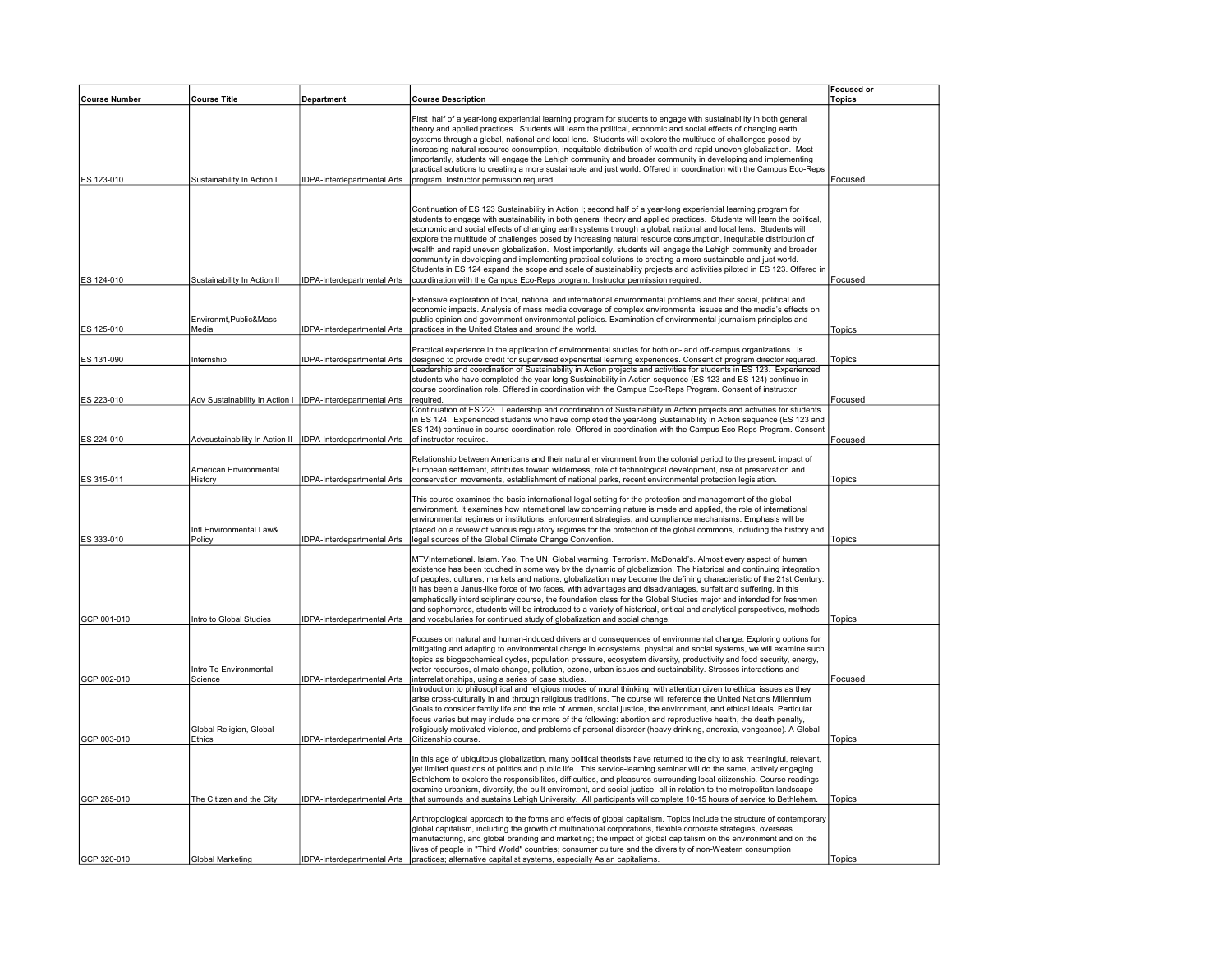| Course Number | Course Title | Department | Course Description | Focused or Topics |
|---|---|---|---|---|
| ES 123-010 | Sustainability In Action I | IDPA-Interdepartmental Arts | First half of a year-long experiential learning program for students to engage with sustainability in both general theory and applied practices. Students will learn the political, economic and social effects of changing earth systems through a global, national and local lens. Students will explore the multitude of challenges posed by increasing natural resource consumption, inequitable distribution of wealth and rapid uneven globalization. Most importantly, students will engage the Lehigh community and broader community in developing and implementing practical solutions to creating a more sustainable and just world. Offered in coordination with the Campus Eco-Reps program. Instructor permission required. | Focused |
| ES 124-010 | Sustainability In Action II | IDPA-Interdepartmental Arts | Continuation of ES 123 Sustainability in Action I; second half of a year-long experiential learning program for students to engage with sustainability in both general theory and applied practices. Students will learn the political, economic and social effects of changing earth systems through a global, national and local lens. Students will explore the multitude of challenges posed by increasing natural resource consumption, inequitable distribution of wealth and rapid uneven globalization. Most importantly, students will engage the Lehigh community and broader community in developing and implementing practical solutions to creating a more sustainable and just world. Students in ES 124 expand the scope and scale of sustainability projects and activities piloted in ES 123. Offered in coordination with the Campus Eco-Reps program. Instructor permission required. | Focused |
| ES 125-010 | Environmt,Public&Mass Media | IDPA-Interdepartmental Arts | Extensive exploration of local, national and international environmental problems and their social, political and economic impacts. Analysis of mass media coverage of complex environmental issues and the media's effects on public opinion and government environmental policies. Examination of environmental journalism principles and practices in the United States and around the world. | Topics |
| ES 131-090 | Internship | IDPA-Interdepartmental Arts | Practical experience in the application of environmental studies for both on- and off-campus organizations. is designed to provide credit for supervised experiential learning experiences. Consent of program director required. | Topics |
| ES 223-010 | Adv Sustainability In Action I | IDPA-Interdepartmental Arts | Leadership and coordination of Sustainability in Action projects and activities for students in ES 123. Experienced students who have completed the year-long Sustainability in Action sequence (ES 123 and ES 124) continue in course coordination role. Offered in coordination with the Campus Eco-Reps Program. Consent of instructor required. | Focused |
| ES 224-010 | Advsustainability In Action II | IDPA-Interdepartmental Arts | Continuation of ES 223. Leadership and coordination of Sustainability in Action projects and activities for students in ES 124. Experienced students who have completed the year-long Sustainability in Action sequence (ES 123 and ES 124) continue in course coordination role. Offered in coordination with the Campus Eco-Reps Program. Consent of instructor required. | Focused |
| ES 315-011 | American Environmental History | IDPA-Interdepartmental Arts | Relationship between Americans and their natural environment from the colonial period to the present: impact of European settlement, attributes toward wilderness, role of technological development, rise of preservation and conservation movements, establishment of national parks, recent environmental protection legislation. | Topics |
| ES 333-010 | Intl Environmental Law& Policy | IDPA-Interdepartmental Arts | This course examines the basic international legal setting for the protection and management of the global environment. It examines how international law concerning nature is made and applied, the role of international environmental regimes or institutions, enforcement strategies, and compliance mechanisms. Emphasis will be placed on a review of various regulatory regimes for the protection of the global commons, including the history and legal sources of the Global Climate Change Convention. | Topics |
| GCP 001-010 | Intro to Global Studies | IDPA-Interdepartmental Arts | MTVInternational. Islam. Yao. The UN. Global warming. Terrorism. McDonald's. Almost every aspect of human existence has been touched in some way by the dynamic of globalization. The historical and continuing integration of peoples, cultures, markets and nations, globalization may become the defining characteristic of the 21st Century. It has been a Janus-like force of two faces, with advantages and disadvantages, surfeit and suffering. In this emphatically interdisciplinary course, the foundation class for the Global Studies major and intended for freshmen and sophomores, students will be introduced to a variety of historical, critical and analytical perspectives, methods and vocabularies for continued study of globalization and social change. | Topics |
| GCP 002-010 | Intro To Environmental Science | IDPA-Interdepartmental Arts | Focuses on natural and human-induced drivers and consequences of environmental change. Exploring options for mitigating and adapting to environmental change in ecosystems, physical and social systems, we will examine such topics as biogeochemical cycles, population pressure, ecosystem diversity, productivity and food security, energy, water resources, climate change, pollution, ozone, urban issues and sustainability. Stresses interactions and interrelationships, using a series of case studies. | Focused |
| GCP 003-010 | Global Religion, Global Ethics | IDPA-Interdepartmental Arts | Introduction to philosophical and religious modes of moral thinking, with attention given to ethical issues as they arise cross-culturally in and through religious traditions. The course will reference the United Nations Millennium Goals to consider family life and the role of women, social justice, the environment, and ethical ideals. Particular focus varies but may include one or more of the following: abortion and reproductive health, the death penalty, religiously motivated violence, and problems of personal disorder (heavy drinking, anorexia, vengeance). A Global Citizenship course. | Topics |
| GCP 285-010 | The Citizen and the City | IDPA-Interdepartmental Arts | In this age of ubiquitous globalization, many political theorists have returned to the city to ask meaningful, relevant, yet limited questions of politics and public life. This service-learning seminar will do the same, actively engaging Bethlehem to explore the responsibilites, difficulties, and pleasures surrounding local citizenship. Course readings examine urbanism, diversity, the built enviroment, and social justice--all in relation to the metropolitan landscape that surrounds and sustains Lehigh University. All participants will complete 10-15 hours of service to Bethlehem. | Topics |
| GCP 320-010 | Global Marketing | IDPA-Interdepartmental Arts | Anthropological approach to the forms and effects of global capitalism. Topics include the structure of contemporary global capitalism, including the growth of multinational corporations, flexible corporate strategies, overseas manufacturing, and global branding and marketing; the impact of global capitalism on the environment and on the lives of people in "Third World" countries; consumer culture and the diversity of non-Western consumption practices; alternative capitalist systems, especially Asian capitalisms. | Topics |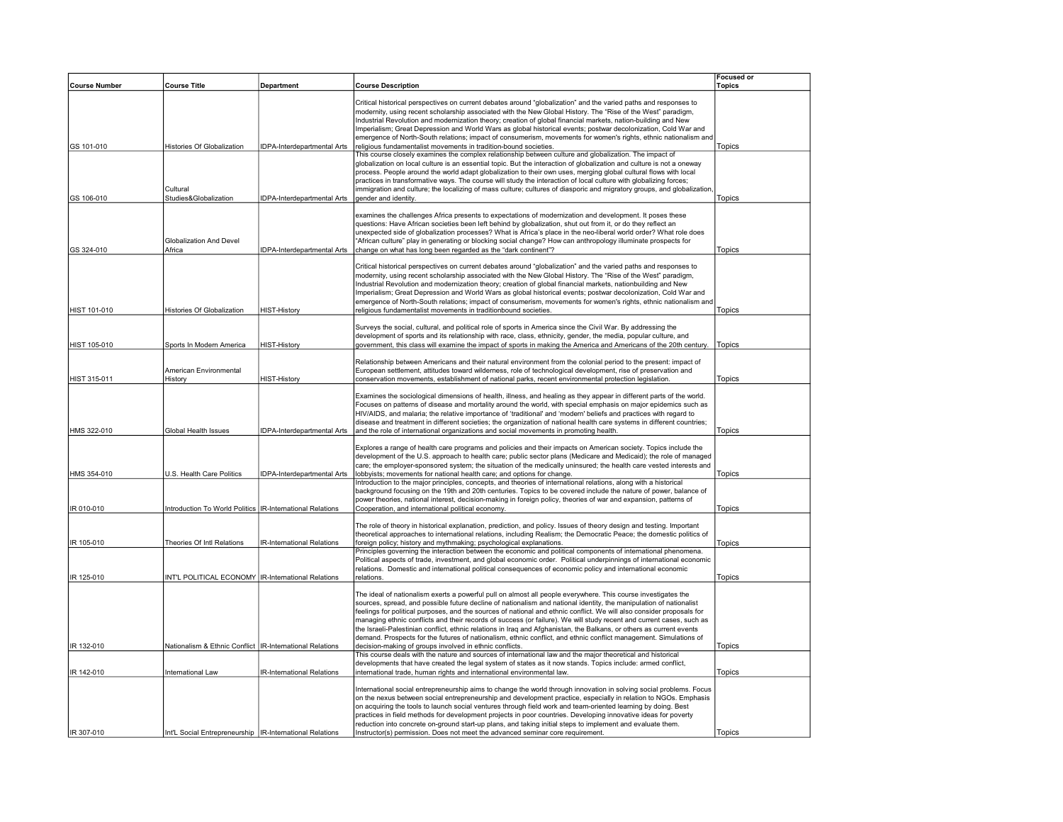| Course Number | Course Title | Department | Course Description | Focused or Topics |
| --- | --- | --- | --- | --- |
| GS 101-010 | Histories Of Globalization | IDPA-Interdepartmental Arts | Critical historical perspectives on current debates around "globalization" and the varied paths and responses to modernity, using recent scholarship associated with the New Global History. The "Rise of the West" paradigm, Industrial Revolution and modernization theory; creation of global financial markets, nation-building and New Imperialism; Great Depression and World Wars as global historical events; postwar decolonization, Cold War and emergence of North-South relations; impact of consumerism, movements for women's rights, ethnic nationalism and religious fundamentalist movements in tradition-bound societies. | Topics |
| GS 106-010 | Cultural Studies&Globalization | IDPA-Interdepartmental Arts | This course closely examines the complex relationship between culture and globalization. The impact of globalization on local culture is an essential topic. But the interaction of globalization and culture is not a oneway process. People around the world adapt globalization to their own uses, merging global cultural flows with local practices in transformative ways. The course will study the interaction of local culture with globalizing forces; immigration and culture; the localizing of mass culture; cultures of diasporic and migratory groups, and globalization, gender and identity. | Topics |
| GS 324-010 | Globalization And Devel Africa | IDPA-Interdepartmental Arts | examines the challenges Africa presents to expectations of modernization and development. It poses these questions: Have African societies been left behind by globalization, shut out from it, or do they reflect an unexpected side of globalization processes? What is Africa's place in the neo-liberal world order? What role does "African culture" play in generating or blocking social change? How can anthropology illuminate prospects for change on what has long been regarded as the "dark continent"? | Topics |
| HIST 101-010 | Histories Of Globalization | HIST-History | Critical historical perspectives on current debates around "globalization" and the varied paths and responses to modernity, using recent scholarship associated with the New Global History. The "Rise of the West" paradigm, Industrial Revolution and modernization theory; creation of global financial markets, nationbuilding and New Imperialism; Great Depression and World Wars as global historical events; postwar decolonization, Cold War and emergence of North-South relations; impact of consumerism, movements for women's rights, ethnic nationalism and religious fundamentalist movements in traditionbound societies. | Topics |
| HIST 105-010 | Sports In Modern America | HIST-History | Surveys the social, cultural, and political role of sports in America since the Civil War. By addressing the development of sports and its relationship with race, class, ethnicity, gender, the media, popular culture, and government, this class will examine the impact of sports in making the America and Americans of the 20th century. | Topics |
| HIST 315-011 | American Environmental History | HIST-History | Relationship between Americans and their natural environment from the colonial period to the present: impact of European settlement, attitudes toward wilderness, role of technological development, rise of preservation and conservation movements, establishment of national parks, recent environmental protection legislation. | Topics |
| HMS 322-010 | Global Health Issues | IDPA-Interdepartmental Arts | Examines the sociological dimensions of health, illness, and healing as they appear in different parts of the world. Focuses on patterns of disease and mortality around the world, with special emphasis on major epidemics such as HIV/AIDS, and malaria; the relative importance of 'traditional' and 'modern' beliefs and practices with regard to disease and treatment in different societies; the organization of national health care systems in different countries; and the role of international organizations and social movements in promoting health. | Topics |
| HMS 354-010 | U.S. Health Care Politics | IDPA-Interdepartmental Arts | Explores a range of health care programs and policies and their impacts on American society. Topics include the development of the U.S. approach to health care; public sector plans (Medicare and Medicaid); the role of managed care; the employer-sponsored system; the situation of the medically uninsured; the health care vested interests and lobbyists; movements for national health care; and options for change. | Topics |
| IR 010-010 | Introduction To World Politics | IR-International Relations | Introduction to the major principles, concepts, and theories of international relations, along with a historical background focusing on the 19th and 20th centuries. Topics to be covered include the nature of power, balance of power theories, national interest, decision-making in foreign policy, theories of war and expansion, patterns of Cooperation, and international political economy. | Topics |
| IR 105-010 | Theories Of Intl Relations | IR-International Relations | The role of theory in historical explanation, prediction, and policy. Issues of theory design and testing. Important theoretical approaches to international relations, including Realism; the Democratic Peace; the domestic politics of foreign policy; history and mythmaking; psychological explanations. | Topics |
| IR 125-010 | INT'L POLITICAL ECONOMY | IR-International Relations | Principles governing the interaction between the economic and political components of international phenomena. Political aspects of trade, investment, and global economic order. Political underpinnings of international economic relations. Domestic and international political consequences of economic policy and international economic relations. | Topics |
| IR 132-010 | Nationalism & Ethnic Conflict | IR-International Relations | The ideal of nationalism exerts a powerful pull on almost all people everywhere. This course investigates the sources, spread, and possible future decline of nationalism and national identity, the manipulation of nationalist feelings for political purposes, and the sources of national and ethnic conflict. We will also consider proposals for managing ethnic conflicts and their records of success (or failure). We will study recent and current cases, such as the Israeli-Palestinian conflict, ethnic relations in Iraq and Afghanistan, the Balkans, or others as current events demand. Prospects for the futures of nationalism, ethnic conflict, and ethnic conflict management. Simulations of decision-making of groups involved in ethnic conflicts. | Topics |
| IR 142-010 | International Law | IR-International Relations | This course deals with the nature and sources of international law and the major theoretical and historical developments that have created the legal system of states as it now stands. Topics include: armed conflict, international trade, human rights and international environmental law. | Topics |
| IR 307-010 | Int'L Social Entrepreneurship | IR-International Relations | International social entrepreneurship aims to change the world through innovation in solving social problems. Focus on the nexus between social entrepreneurship and development practice, especially in relation to NGOs. Emphasis on acquiring the tools to launch social ventures through field work and team-oriented learning by doing. Best practices in field methods for development projects in poor countries. Developing innovative ideas for poverty reduction into concrete on-ground start-up plans, and taking initial steps to implement and evaluate them. Instructor(s) permission. Does not meet the advanced seminar core requirement. | Topics |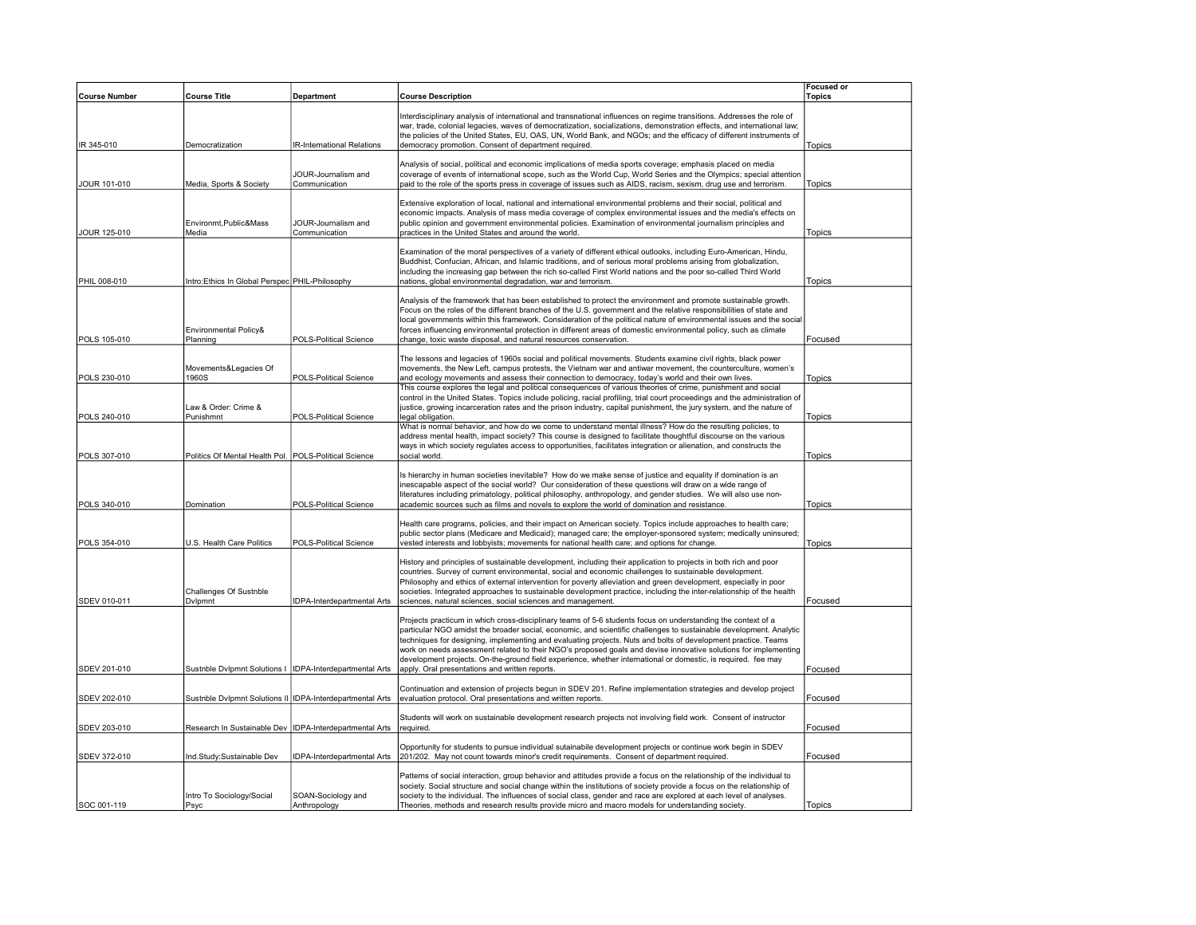| Course Number | Course Title | Department | Course Description | Focused or Topics |
|---|---|---|---|---|
| IR 345-010 | Democratization | IR-International Relations | Interdisciplinary analysis of international and transnational influences on regime transitions. Addresses the role of war, trade, colonial legacies, waves of democratization, socializations, demonstration effects, and international law; the policies of the United States, EU, OAS, UN, World Bank, and NGOs; and the efficacy of different instruments of democracy promotion. Consent of department required. | Topics |
| JOUR 101-010 | Media, Sports & Society | JOUR-Journalism and Communication | Analysis of social, political and economic implications of media sports coverage; emphasis placed on media coverage of events of international scope, such as the World Cup, World Series and the Olympics; special attention paid to the role of the sports press in coverage of issues such as AIDS, racism, sexism, drug use and terrorism. | Topics |
| JOUR 125-010 | Environmt,Public&Mass Media | JOUR-Journalism and Communication | Extensive exploration of local, national and international environmental problems and their social, political and economic impacts. Analysis of mass media coverage of complex environmental issues and the media's effects on public opinion and government environmental policies. Examination of environmental journalism principles and practices in the United States and around the world. | Topics |
| PHIL 008-010 | Intro:Ethics In Global Perspec | PHIL-Philosophy | Examination of the moral perspectives of a variety of different ethical outlooks, including Euro-American, Hindu, Buddhist, Confucian, African, and Islamic traditions, and of serious moral problems arising from globalization, including the increasing gap between the rich so-called First World nations and the poor so-called Third World nations, global environmental degradation, war and terrorism. | Topics |
| POLS 105-010 | Environmental Policy& Planning | POLS-Political Science | Analysis of the framework that has been established to protect the environment and promote sustainable growth. Focus on the roles of the different branches of the U.S. government and the relative responsibilities of state and local governments within this framework. Consideration of the political nature of environmental issues and the social forces influencing environmental protection in different areas of domestic environmental policy, such as climate change, toxic waste disposal, and natural resources conservation. | Focused |
| POLS 230-010 | Movements&Legacies Of 1960S | POLS-Political Science | The lessons and legacies of 1960s social and political movements. Students examine civil rights, black power movements, the New Left, campus protests, the Vietnam war and antiwar movement, the counterculture, women's and ecology movements and assess their connection to democracy, today's world and their own lives. | Topics |
| POLS 240-010 | Law & Order: Crime & Punishmnt | POLS-Political Science | This course explores the legal and political consequences of various theories of crime, punishment and social control in the United States. Topics include policing, racial profiling, trial court proceedings and the administration of justice, growing incarceration rates and the prison industry, capital punishment, the jury system, and the nature of legal obligation. | Topics |
| POLS 307-010 | Politics Of Mental Health Pol. | POLS-Political Science | What is normal behavior, and how do we come to understand mental illness? How do the resulting policies, to address mental health, impact society? This course is designed to facilitate thoughtful discourse on the various ways in which society regulates access to opportunities, facilitates integration or alienation, and constructs the social world. | Topics |
| POLS 340-010 | Domination | POLS-Political Science | Is hierarchy in human societies inevitable? How do we make sense of justice and equality if domination is an inescapable aspect of the social world? Our consideration of these questions will draw on a wide range of literatures including primatology, political philosophy, anthropology, and gender studies. We will also use non-academic sources such as films and novels to explore the world of domination and resistance. | Topics |
| POLS 354-010 | U.S. Health Care Politics | POLS-Political Science | Health care programs, policies, and their impact on American society. Topics include approaches to health care; public sector plans (Medicare and Medicaid); managed care; the employer-sponsored system; medically uninsured; vested interests and lobbyists; movements for national health care; and options for change. | Topics |
| SDEV 010-011 | Challenges Of Sustnble Dvlpmnt | IDPA-Interdepartmental Arts | History and principles of sustainable development, including their application to projects in both rich and poor countries. Survey of current environmental, social and economic challenges to sustainable development. Philosophy and ethics of external intervention for poverty alleviation and green development, especially in poor societies. Integrated approaches to sustainable development practice, including the inter-relationship of the health sciences, natural sciences, social sciences and management. | Focused |
| SDEV 201-010 | Sustnble Dvlpmnt Solutions I | IDPA-Interdepartmental Arts | Projects practicum in which cross-disciplinary teams of 5-6 students focus on understanding the context of a particular NGO amidst the broader social, economic, and scientific challenges to sustainable development. Analytic techniques for designing, implementing and evaluating projects. Nuts and bolts of development practice. Teams work on needs assessment related to their NGO's proposed goals and devise innovative solutions for implementing development projects. On-the-ground field experience, whether international or domestic, is required. fee may apply. Oral presentations and written reports. | Focused |
| SDEV 202-010 | Sustnble Dvlpmnt Solutions II | IDPA-Interdepartmental Arts | Continuation and extension of projects begun in SDEV 201. Refine implementation strategies and develop project evaluation protocol. Oral presentations and written reports. | Focused |
| SDEV 203-010 | Research In Sustainable Dev | IDPA-Interdepartmental Arts | Students will work on sustainable development research projects not involving field work. Consent of instructor required. | Focused |
| SDEV 372-010 | Ind.Study:Sustainable Dev | IDPA-Interdepartmental Arts | Opportunity for students to pursue individual sutainabile development projects or continue work begin in SDEV 201/202. May not count towards minor's credit requirements. Consent of department required. | Focused |
| SOC 001-119 | Intro To Sociology/Social Psyc | SOAN-Sociology and Anthropology | Patterns of social interaction, group behavior and attitudes provide a focus on the relationship of the individual to society. Social structure and social change within the institutions of society provide a focus on the relationship of society to the individual. The influences of social class, gender and race are explored at each level of analyses. Theories, methods and research results provide micro and macro models for understanding society. | Topics |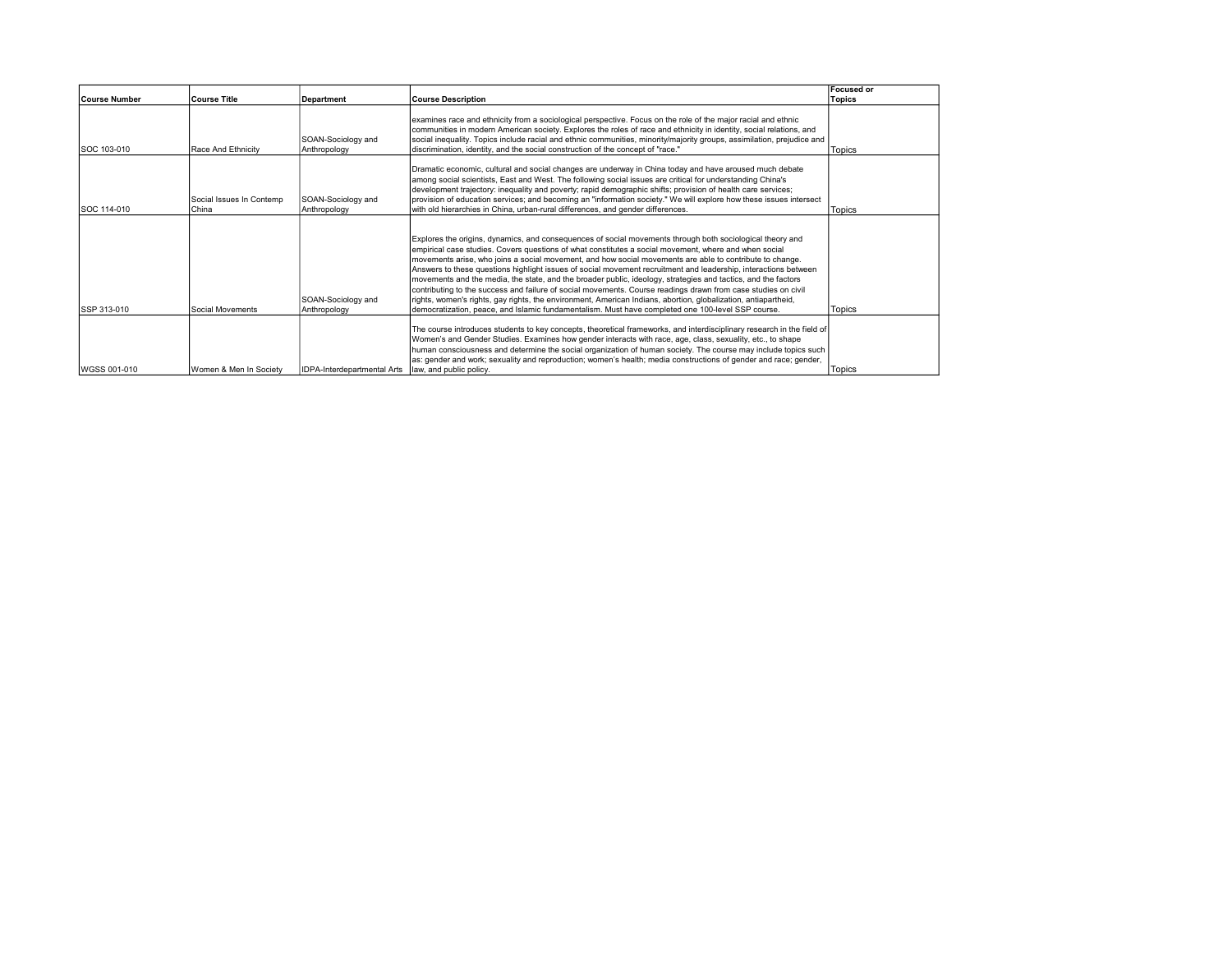| Course Number | Course Title | Department | Course Description | Focused or Topics |
|---|---|---|---|---|
| SOC 103-010 | Race And Ethnicity | SOAN-Sociology and Anthropology | examines race and ethnicity from a sociological perspective. Focus on the role of the major racial and ethnic communities in modern American society. Explores the roles of race and ethnicity in identity, social relations, and social inequality. Topics include racial and ethnic communities, minority/majority groups, assimilation, prejudice and discrimination, identity, and the social construction of the concept of "race." | Topics |
| SOC 114-010 | Social Issues In Contemp China | SOAN-Sociology and Anthropology | Dramatic economic, cultural and social changes are underway in China today and have aroused much debate among social scientists, East and West. The following social issues are critical for understanding China's development trajectory: inequality and poverty; rapid demographic shifts; provision of health care services; provision of education services; and becoming an "information society." We will explore how these issues intersect with old hierarchies in China, urban-rural differences, and gender differences. | Topics |
| SSP 313-010 | Social Movements | SOAN-Sociology and Anthropology | Explores the origins, dynamics, and consequences of social movements through both sociological theory and empirical case studies. Covers questions of what constitutes a social movement, where and when social movements arise, who joins a social movement, and how social movements are able to contribute to change. Answers to these questions highlight issues of social movement recruitment and leadership, interactions between movements and the media, the state, and the broader public, ideology, strategies and tactics, and the factors contributing to the success and failure of social movements. Course readings drawn from case studies on civil rights, women's rights, gay rights, the environment, American Indians, abortion, globalization, antiapartheid, democratization, peace, and Islamic fundamentalism. Must have completed one 100-level SSP course. | Topics |
| WGSS 001-010 | Women & Men In Society | IDPA-Interdepartmental Arts | The course introduces students to key concepts, theoretical frameworks, and interdisciplinary research in the field of Women's and Gender Studies. Examines how gender interacts with race, age, class, sexuality, etc., to shape human consciousness and determine the social organization of human society. The course may include topics such as: gender and work; sexuality and reproduction; women's health; media constructions of gender and race; gender, law, and public policy. | Topics |